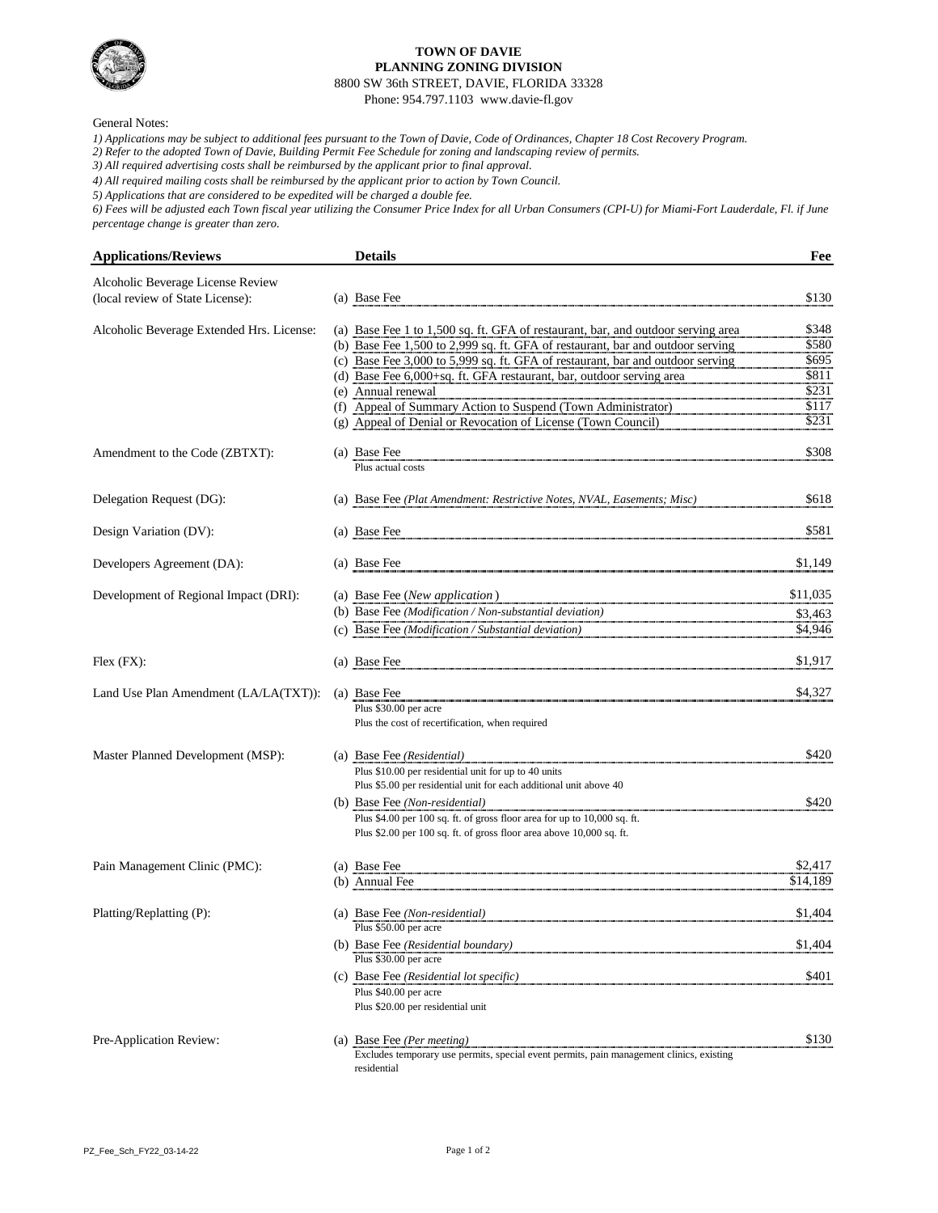**TOWN OF DAVIE**
**PLANNING ZONING DIVISION**
8800 SW 36th STREET, DAVIE, FLORIDA 33328
Phone: 954.797.1103 www.davie-fl.gov

General Notes:

*1) Applications may be subject to additional fees pursuant to the Town of Davie, Code of Ordinances, Chapter 18 Cost Recovery Program.*
*2) Refer to the adopted Town of Davie, Building Permit Fee Schedule for zoning and landscaping review of permits.*
*3) All required advertising costs shall be reimbursed by the applicant prior to final approval.*
*4) All required mailing costs shall be reimbursed by the applicant prior to action by Town Council.*
*5) Applications that are considered to be expedited will be charged a double fee.*
*6) Fees will be adjusted each Town fiscal year utilizing the Consumer Price Index for all Urban Consumers (CPI-U) for Miami-Fort Lauderdale, Fl. if June percentage change is greater than zero.*

| Applications/Reviews | Details | Fee |
|---|---|---|
| Alcoholic Beverage License Review (local review of State License): | (a) Base Fee | $130 |
| Alcoholic Beverage Extended Hrs. License: | (a) Base Fee 1 to 1,500 sq. ft. GFA of restaurant, bar, and outdoor serving area | $348 |
| | (b) Base Fee 1,500 to 2,999 sq. ft. GFA of restaurant, bar and outdoor serving | $580 |
| | (c) Base Fee 3,000 to 5,999 sq. ft. GFA of restaurant, bar and outdoor serving | $695 |
| | (d) Base Fee 6,000+sq. ft. GFA restaurant, bar, outdoor serving area | $811 |
| | (e) Annual renewal | $231 |
| | (f) Appeal of Summary Action to Suspend (Town Administrator) | $117 |
| | (g) Appeal of Denial or Revocation of License (Town Council) | $231 |
| Amendment to the Code (ZBTXT): | (a) Base Fee<br>Plus actual costs | $308 |
| Delegation Request (DG): | (a) Base Fee *(Plat Amendment: Restrictive Notes, NVAL, Easements; Misc)* | $618 |
| Design Variation (DV): | (a) Base Fee | $581 |
| Developers Agreement (DA): | (a) Base Fee | $1,149 |
| Development of Regional Impact (DRI): | (a) Base Fee (*New application*) | $11,035 |
| | (b) Base Fee *(Modification / Non-substantial deviation)* | $3,463 |
| | (c) Base Fee *(Modification / Substantial deviation)* | $4,946 |
| Flex (FX): | (a) Base Fee | $1,917 |
| Land Use Plan Amendment (LA/LA(TXT)): | (a) Base Fee<br>Plus $30.00 per acre<br>Plus the cost of recertification, when required | $4,327 |
| Master Planned Development (MSP): | (a) Base Fee *(Residential)*<br>Plus $10.00 per residential unit for up to 40 units<br>Plus $5.00 per residential unit for each additional unit above 40 | $420 |
| | (b) Base Fee *(Non-residential)*<br>Plus $4.00 per 100 sq. ft. of gross floor area for up to 10,000 sq. ft.<br>Plus $2.00 per 100 sq. ft. of gross floor area above 10,000 sq. ft. | $420 |
| Pain Management Clinic (PMC): | (a) Base Fee | $2,417 |
| | (b) Annual Fee | $14,189 |
| Platting/Replatting (P): | (a) Base Fee *(Non-residential)*<br>Plus $50.00 per acre | $1,404 |
| | (b) Base Fee *(Residential boundary)*<br>Plus $30.00 per acre | $1,404 |
| | (c) Base Fee *(Residential lot specific)*<br>Plus $40.00 per acre<br>Plus $20.00 per residential unit | $401 |
| Pre-Application Review: | (a) Base Fee *(Per meeting)*<br>Excludes temporary use permits, special event permits, pain management clinics, existing residential | $130 |

PZ_Fee_Sch_FY22_03-14-22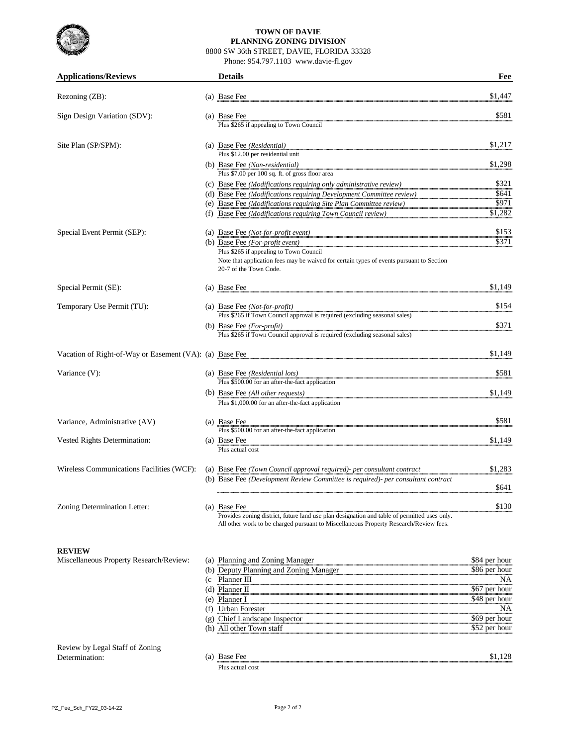**TOWN OF DAVIE**
**PLANNING ZONING DIVISION**
8800 SW 36th STREET, DAVIE, FLORIDA 33328
Phone: 954.797.1103 www.davie-fl.gov

| Applications/Reviews | Details | Fee |
|---|---|---|
| Rezoning (ZB): | (a) Base Fee | $1,447 |
| Sign Design Variation (SDV): | (a) Base Fee<br>Plus $265 if appealing to Town Council | $581 |
| Site Plan (SP/SPM): | (a) Base Fee *(Residential)*<br>Plus $12.00 per residential unit | $1,217 |
| | (b) Base Fee *(Non-residential)*<br>Plus $7.00 per 100 sq. ft. of gross floor area | $1,298 |
| | (c) Base Fee *(Modifications requiring only administrative review)* | $321 |
| | (d) Base Fee *(Modifications requiring Development Committee review)* | $641 |
| | (e) Base Fee *(Modifications requiring Site Plan Committee review)* | $971 |
| | (f) Base Fee *(Modifications requiring Town Council review)* | $1,282 |
| Special Event Permit (SEP): | (a) Base Fee *(Not-for-profit event)* | $153 |
| | (b) Base Fee *(For-profit event)*<br>Plus $265 if appealing to Town Council<br>Note that application fees may be waived for certain types of events pursuant to Section 20-7 of the Town Code. | $371 |
| Special Permit (SE): | (a) Base Fee | $1,149 |
| Temporary Use Permit (TU): | (a) Base Fee *(Not-for-profit)*<br>Plus $265 if Town Council approval is required (excluding seasonal sales) | $154 |
| | (b) Base Fee *(For-profit)*<br>Plus $265 if Town Council approval is required (excluding seasonal sales) | $371 |
| Vacation of Right-of-Way or Easement (VA): | (a) Base Fee | $1,149 |
| Variance (V): | (a) Base Fee *(Residential lots)*<br>Plus $500.00 for an after-the-fact application | $581 |
| | (b) Base Fee *(All other requests)*<br>Plus $1,000.00 for an after-the-fact application | $1,149 |
| Variance, Administrative (AV) | (a) Base Fee<br>Plus $500.00 for an after-the-fact application | $581 |
| Vested Rights Determination: | (a) Base Fee<br>Plus actual cost | $1,149 |
| Wireless Communications Facilities (WCF): | (a) Base Fee *(Town Council approval required)- per consultant contract* | $1,283 |
| | (b) Base Fee *(Development Review Committee is required)- per consultant contract* | $641 |
| Zoning Determination Letter: | (a) Base Fee<br>Provides zoning district, future land use plan designation and table of permitted uses only. All other work to be charged pursuant to Miscellaneous Property Research/Review fees. | $130 |

**REVIEW**

| | | |
|---|---|---|
| Miscellaneous Property Research/Review: | (a) Planning and Zoning Manager | $84 per hour |
| | (b) Deputy Planning and Zoning Manager | $86 per hour |
| | (c Planner III | NA |
| | (d) Planner II | $67 per hour |
| | (e) Planner I | $48 per hour |
| | (f) Urban Forester | NA |
| | (g) Chief Landscape Inspector | $69 per hour |
| | (h) All other Town staff | $52 per hour |
| Review by Legal Staff of Zoning Determination: | (a) Base Fee<br>Plus actual cost | $1,128 |

PZ_Fee_Sch_FY22_03-14-22